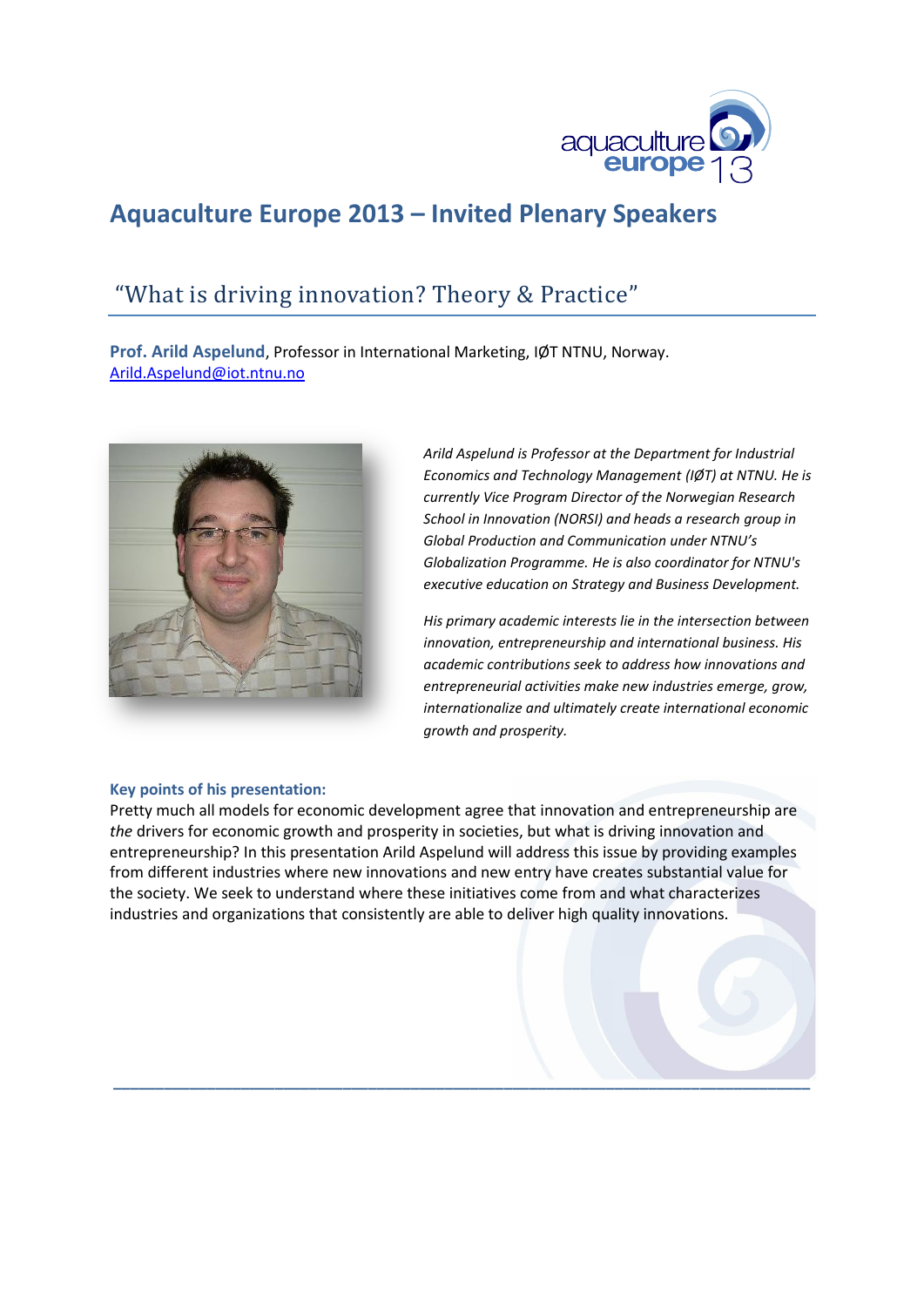# Aquaculture Europe 2013 – Invited Plenary Speakers

## "What is driving innovation? Theory & Practice"

**Prof. Arild Aspelund**, Professor in International Marketing, IØT NTNU, Norway.
Arild.Aspelund@iot.ntnu.no

*Arild Aspelund is Professor at the Department for Industrial Economics and Technology Management (IØT) at NTNU. He is currently Vice Program Director of the Norwegian Research School in Innovation (NORSI) and heads a research group in Global Production and Communication under NTNU's Globalization Programme. He is also coordinator for NTNU's executive education on Strategy and Business Development.*

*His primary academic interests lie in the intersection between innovation, entrepreneurship and international business. His academic contributions seek to address how innovations and entrepreneurial activities make new industries emerge, grow, internationalize and ultimately create international economic growth and prosperity.*

**Key points of his presentation:**

Pretty much all models for economic development agree that innovation and entrepreneurship are *the* drivers for economic growth and prosperity in societies, but what is driving innovation and entrepreneurship? In this presentation Arild Aspelund will address this issue by providing examples from different industries where new innovations and new entry have creates substantial value for the society. We seek to understand where these initiatives come from and what characterizes industries and organizations that consistently are able to deliver high quality innovations.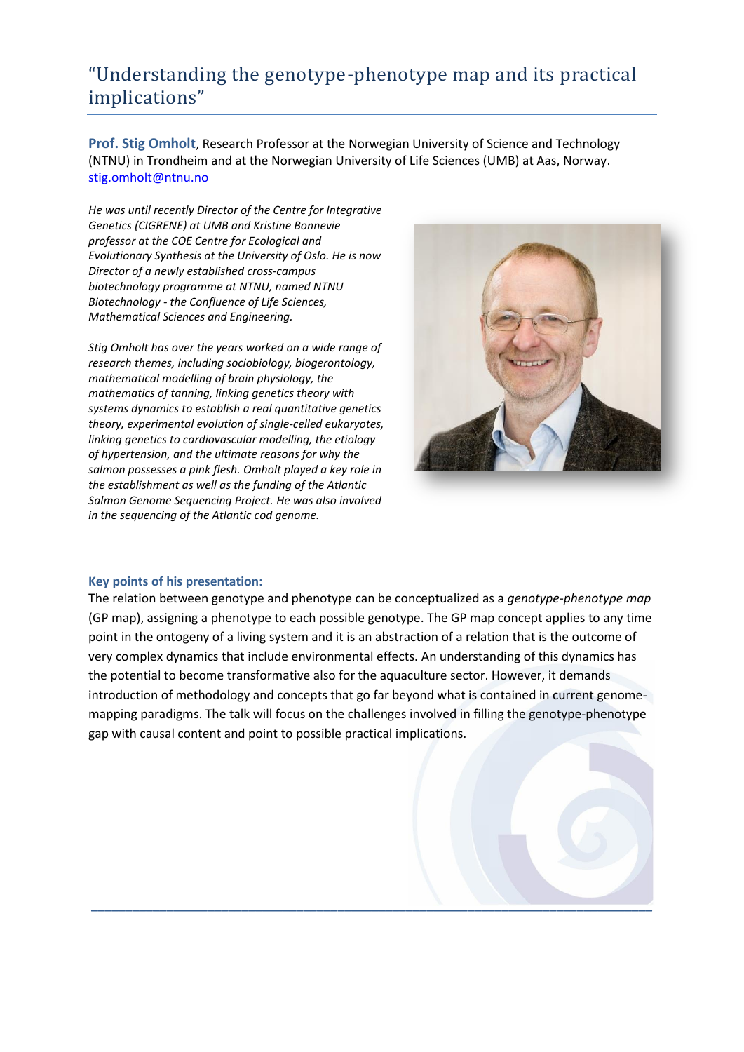# "Understanding the genotype-phenotype map and its practical implications"

**Prof. Stig Omholt**, Research Professor at the Norwegian University of Science and Technology (NTNU) in Trondheim and at the Norwegian University of Life Sciences (UMB) at Aas, Norway. stig.omholt@ntnu.no

*He was until recently Director of the Centre for Integrative Genetics (CIGRENE) at UMB and Kristine Bonnevie professor at the COE Centre for Ecological and Evolutionary Synthesis at the University of Oslo. He is now Director of a newly established cross-campus biotechnology programme at NTNU, named NTNU Biotechnology - the Confluence of Life Sciences, Mathematical Sciences and Engineering.*

*Stig Omholt has over the years worked on a wide range of research themes, including sociobiology, biogerontology, mathematical modelling of brain physiology, the mathematics of tanning, linking genetics theory with systems dynamics to establish a real quantitative genetics theory, experimental evolution of single-celled eukaryotes, linking genetics to cardiovascular modelling, the etiology of hypertension, and the ultimate reasons for why the salmon possesses a pink flesh. Omholt played a key role in the establishment as well as the funding of the Atlantic Salmon Genome Sequencing Project. He was also involved in the sequencing of the Atlantic cod genome.*

### Key points of his presentation:

The relation between genotype and phenotype can be conceptualized as a *genotype-phenotype map* (GP map), assigning a phenotype to each possible genotype. The GP map concept applies to any time point in the ontogeny of a living system and it is an abstraction of a relation that is the outcome of very complex dynamics that include environmental effects. An understanding of this dynamics has the potential to become transformative also for the aquaculture sector. However, it demands introduction of methodology and concepts that go far beyond what is contained in current genome-mapping paradigms. The talk will focus on the challenges involved in filling the genotype-phenotype gap with causal content and point to possible practical implications.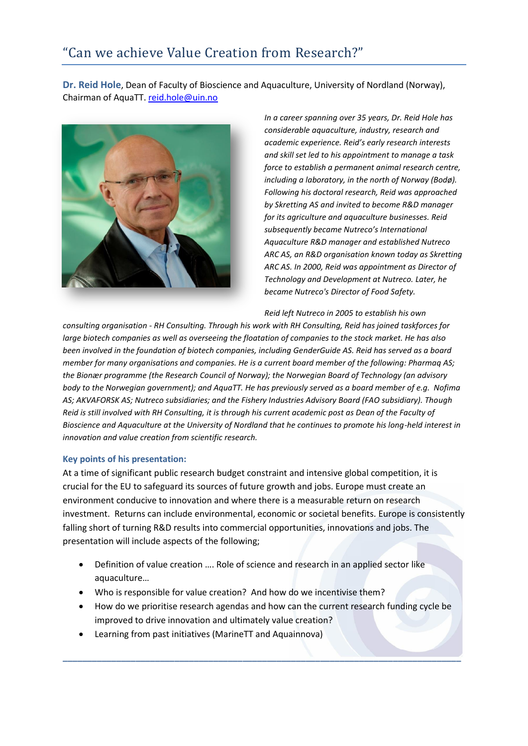# "Can we achieve Value Creation from Research?"

**Dr. Reid Hole**, Dean of Faculty of Bioscience and Aquaculture, University of Nordland (Norway), Chairman of AquaTT. reid.hole@uin.no

*In a career spanning over 35 years, Dr. Reid Hole has considerable aquaculture, industry, research and academic experience. Reid's early research interests and skill set led to his appointment to manage a task force to establish a permanent animal research centre, including a laboratory, in the north of Norway (Bodø). Following his doctoral research, Reid was approached by Skretting AS and invited to become R&D manager for its agriculture and aquaculture businesses. Reid subsequently became Nutreco's International Aquaculture R&D manager and established Nutreco ARC AS, an R&D organisation known today as Skretting ARC AS. In 2000, Reid was appointment as Director of Technology and Development at Nutreco. Later, he became Nutreco's Director of Food Safety.*

*Reid left Nutreco in 2005 to establish his own consulting organisation - RH Consulting. Through his work with RH Consulting, Reid has joined taskforces for large biotech companies as well as overseeing the floatation of companies to the stock market. He has also been involved in the foundation of biotech companies, including GenderGuide AS. Reid has served as a board member for many organisations and companies. He is a current board member of the following: Pharmaq AS; the Bionær programme (the Research Council of Norway); the Norwegian Board of Technology (an advisory body to the Norwegian government); and AquaTT. He has previously served as a board member of e.g. Nofima AS; AKVAFORSK AS; Nutreco subsidiaries; and the Fishery Industries Advisory Board (FAO subsidiary). Though Reid is still involved with RH Consulting, it is through his current academic post as Dean of the Faculty of Bioscience and Aquaculture at the University of Nordland that he continues to promote his long-held interest in innovation and value creation from scientific research.*

### Key points of his presentation:

At a time of significant public research budget constraint and intensive global competition, it is crucial for the EU to safeguard its sources of future growth and jobs. Europe must create an environment conducive to innovation and where there is a measurable return on research investment. Returns can include environmental, economic or societal benefits. Europe is consistently falling short of turning R&D results into commercial opportunities, innovations and jobs. The presentation will include aspects of the following;

- Definition of value creation …. Role of science and research in an applied sector like aquaculture…
- Who is responsible for value creation? And how do we incentivise them?
- How do we prioritise research agendas and how can the current research funding cycle be improved to drive innovation and ultimately value creation?
- Learning from past initiatives (MarineTT and Aquainnova)